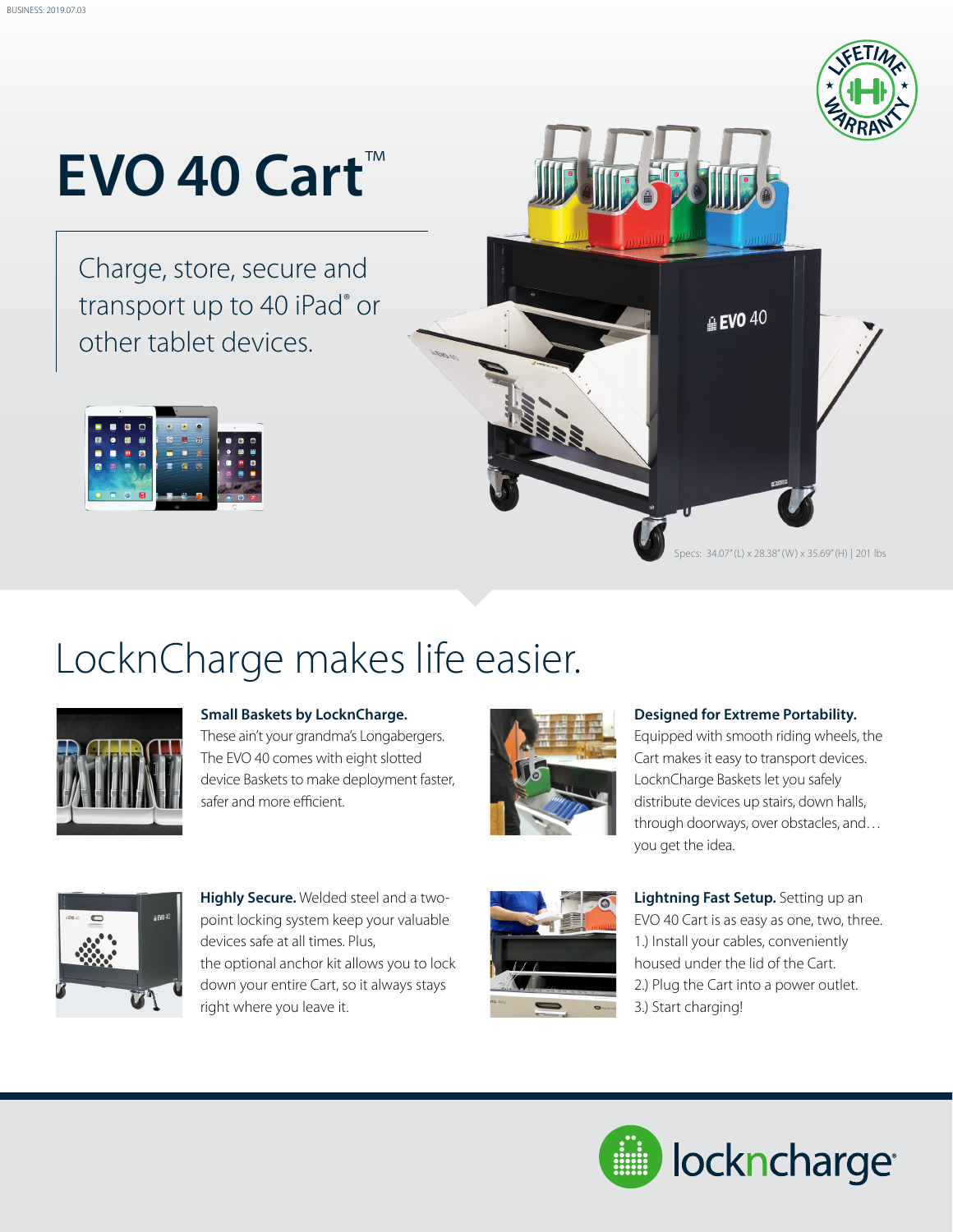# EVO 40 Cart™

Charge, store, secure and transport up to 40 iPad® or other tablet devices.

Specs: 34.07" (L) x 28.38" (W) x 35.69" (H) | 201 lbs

## LocknCharge makes life easier.

**Small Baskets by LocknCharge.** These ain't your grandma's Longabergers. The EVO 40 comes with eight slotted device Baskets to make deployment faster, safer and more efficient.

**Designed for Extreme Portability.** Equipped with smooth riding wheels, the Cart makes it easy to transport devices. LocknCharge Baskets let you safely distribute devices up stairs, down halls, through doorways, over obstacles, and… you get the idea.

**Highly Secure.** Welded steel and a two-point locking system keep your valuable devices safe at all times. Plus, the optional anchor kit allows you to lock down your entire Cart, so it always stays right where you leave it.

**Lightning Fast Setup.** Setting up an EVO 40 Cart is as easy as one, two, three.
1.) Install your cables, conveniently housed under the lid of the Cart.
2.) Plug the Cart into a power outlet.
3.) Start charging!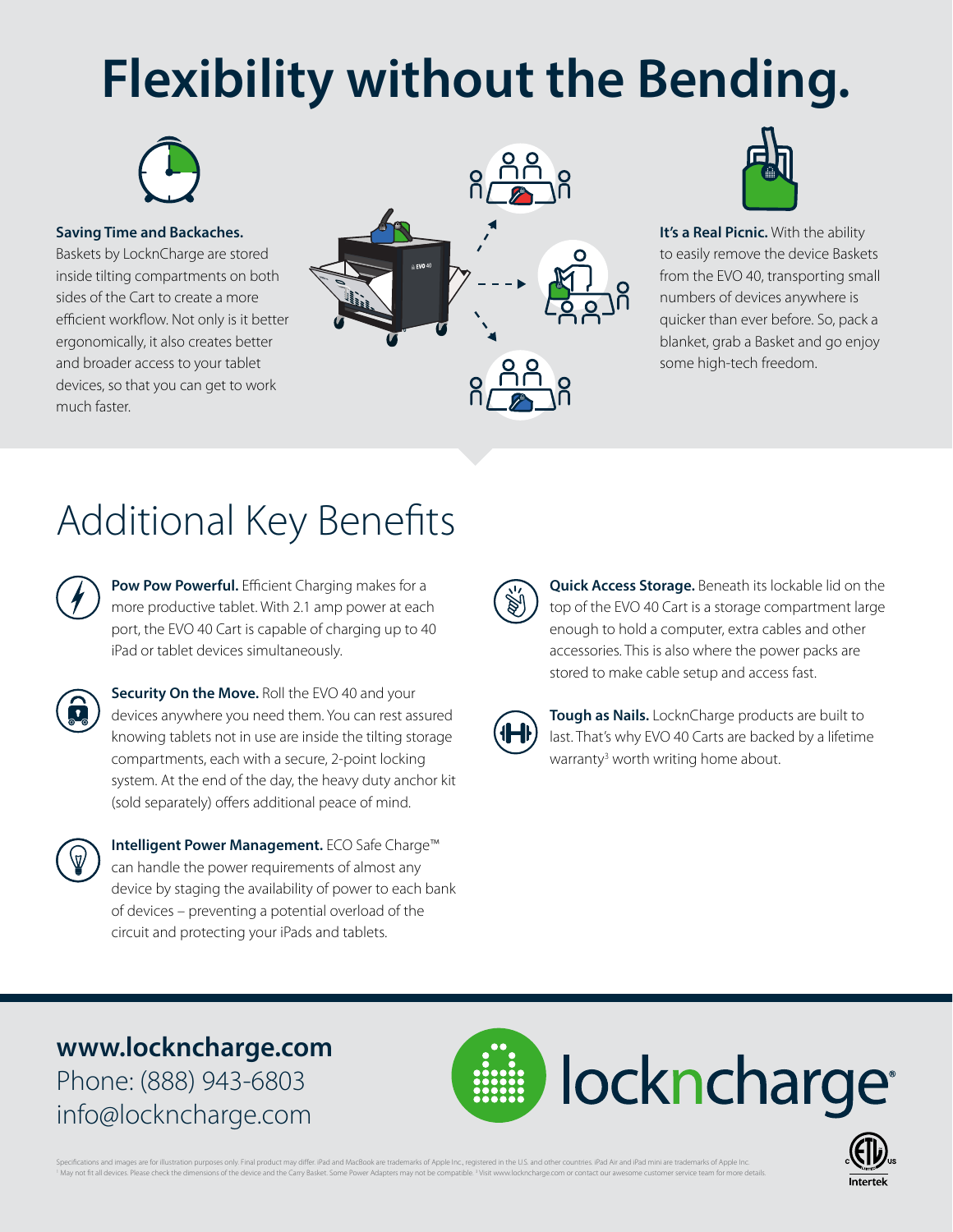# Flexibility without the Bending.

**Saving Time and Backaches.** Baskets by LocknCharge are stored inside tilting compartments on both sides of the Cart to create a more efficient workflow. Not only is it better ergonomically, it also creates better and broader access to your tablet devices, so that you can get to work much faster.

**It's a Real Picnic.** With the ability to easily remove the device Baskets from the EVO 40, transporting small numbers of devices anywhere is quicker than ever before. So, pack a blanket, grab a Basket and go enjoy some high-tech freedom.

## Additional Key Benefits

**Pow Pow Powerful.** Efficient Charging makes for a more productive tablet. With 2.1 amp power at each port, the EVO 40 Cart is capable of charging up to 40 iPad or tablet devices simultaneously.

**Security On the Move.** Roll the EVO 40 and your devices anywhere you need them. You can rest assured knowing tablets not in use are inside the tilting storage compartments, each with a secure, 2-point locking system. At the end of the day, the heavy duty anchor kit (sold separately) offers additional peace of mind.

**Intelligent Power Management.** ECO Safe Charge™ can handle the power requirements of almost any device by staging the availability of power to each bank of devices – preventing a potential overload of the circuit and protecting your iPads and tablets.

**Quick Access Storage.** Beneath its lockable lid on the top of the EVO 40 Cart is a storage compartment large enough to hold a computer, extra cables and other accessories. This is also where the power packs are stored to make cable setup and access fast.

**Tough as Nails.** LocknCharge products are built to last. That's why EVO 40 Carts are backed by a lifetime warranty[3] worth writing home about.

**www.lockncharge.com**
Phone: (888) 943-6803
info@lockncharge.com

lockncharge®

Specifications and images are for illustration purposes only. Final product may differ. iPad and MacBook are trademarks of Apple Inc., registered in the U.S. and other countries. iPad Air and iPad mini are trademarks of Apple Inc.
[1] May not fit all devices. Please check the dimensions of the device and the Carry Basket. Some Power Adapters may not be compatible. [3] Visit www.lockncharge.com or contact our awesome customer service team for more details.

Intertek